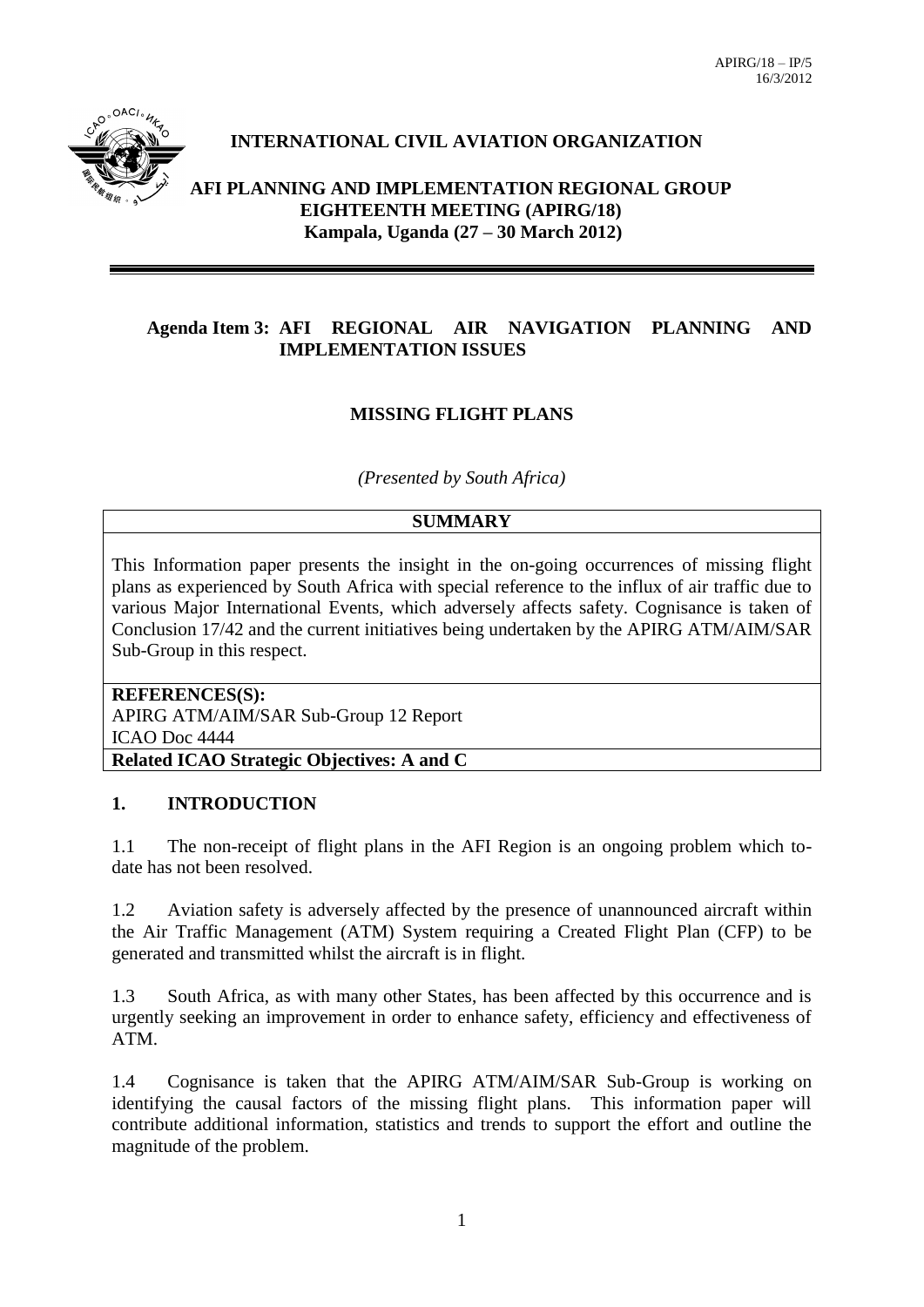APIRG/18 – IP/5
16/3/2012

**INTERNATIONAL CIVIL AVIATION ORGANIZATION**

**AFI PLANNING AND IMPLEMENTATION REGIONAL GROUP EIGHTEENTH MEETING (APIRG/18)**
**Kampala, Uganda (27 – 30 March 2012)**

---

**Agenda Item 3: AFI REGIONAL AIR NAVIGATION PLANNING AND IMPLEMENTATION ISSUES**

# MISSING FLIGHT PLANS

*(Presented by South Africa)*

| **SUMMARY** |
|---|
| This Information paper presents the insight in the on-going occurrences of missing flight plans as experienced by South Africa with special reference to the influx of air traffic due to various Major International Events, which adversely affects safety. Cognisance is taken of Conclusion 17/42 and the current initiatives being undertaken by the APIRG ATM/AIM/SAR Sub-Group in this respect. |
| **REFERENCES(S):**<br>APIRG ATM/AIM/SAR Sub-Group 12 Report<br>ICAO Doc 4444 |
| **Related ICAO Strategic Objectives: A and C** |

## 1. INTRODUCTION

1.1 The non-receipt of flight plans in the AFI Region is an ongoing problem which to-date has not been resolved.

1.2 Aviation safety is adversely affected by the presence of unannounced aircraft within the Air Traffic Management (ATM) System requiring a Created Flight Plan (CFP) to be generated and transmitted whilst the aircraft is in flight.

1.3 South Africa, as with many other States, has been affected by this occurrence and is urgently seeking an improvement in order to enhance safety, efficiency and effectiveness of ATM.

1.4 Cognisance is taken that the APIRG ATM/AIM/SAR Sub-Group is working on identifying the causal factors of the missing flight plans. This information paper will contribute additional information, statistics and trends to support the effort and outline the magnitude of the problem.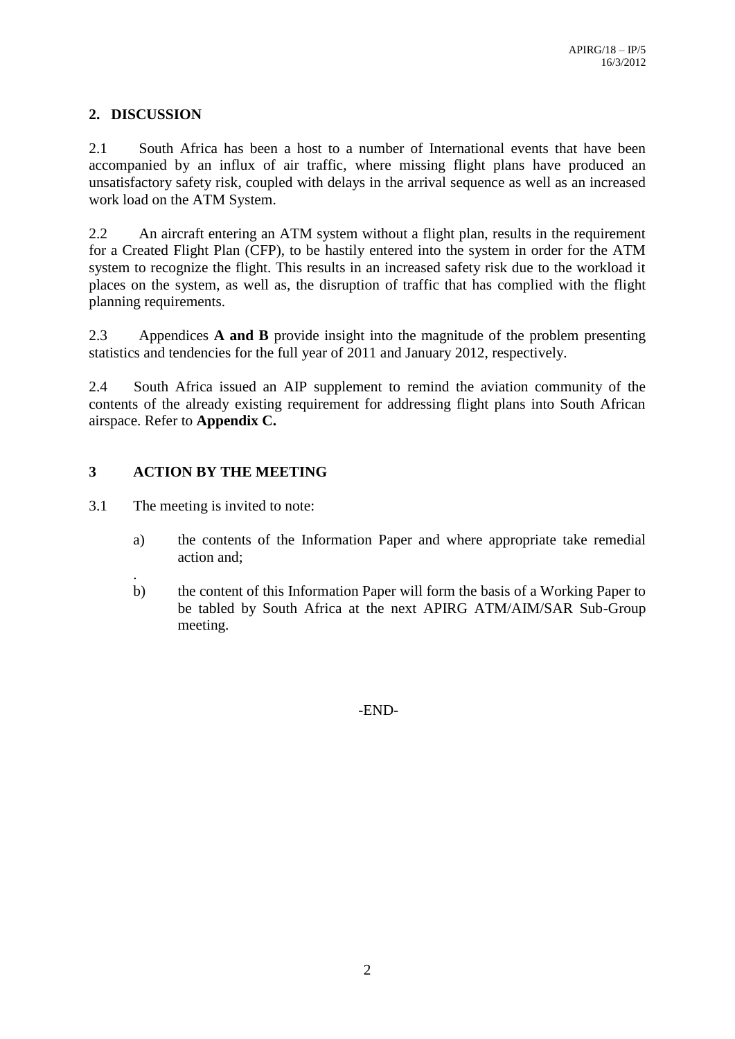## 2. DISCUSSION

2.1 South Africa has been a host to a number of International events that have been accompanied by an influx of air traffic, where missing flight plans have produced an unsatisfactory safety risk, coupled with delays in the arrival sequence as well as an increased work load on the ATM System.

2.2 An aircraft entering an ATM system without a flight plan, results in the requirement for a Created Flight Plan (CFP), to be hastily entered into the system in order for the ATM system to recognize the flight. This results in an increased safety risk due to the workload it places on the system, as well as, the disruption of traffic that has complied with the flight planning requirements.

2.3 Appendices **A and B** provide insight into the magnitude of the problem presenting statistics and tendencies for the full year of 2011 and January 2012, respectively.

2.4 South Africa issued an AIP supplement to remind the aviation community of the contents of the already existing requirement for addressing flight plans into South African airspace. Refer to **Appendix C.**

## 3 ACTION BY THE MEETING

3.1 The meeting is invited to note:

a) the contents of the Information Paper and where appropriate take remedial action and;

b) the content of this Information Paper will form the basis of a Working Paper to be tabled by South Africa at the next APIRG ATM/AIM/SAR Sub-Group meeting.

-END-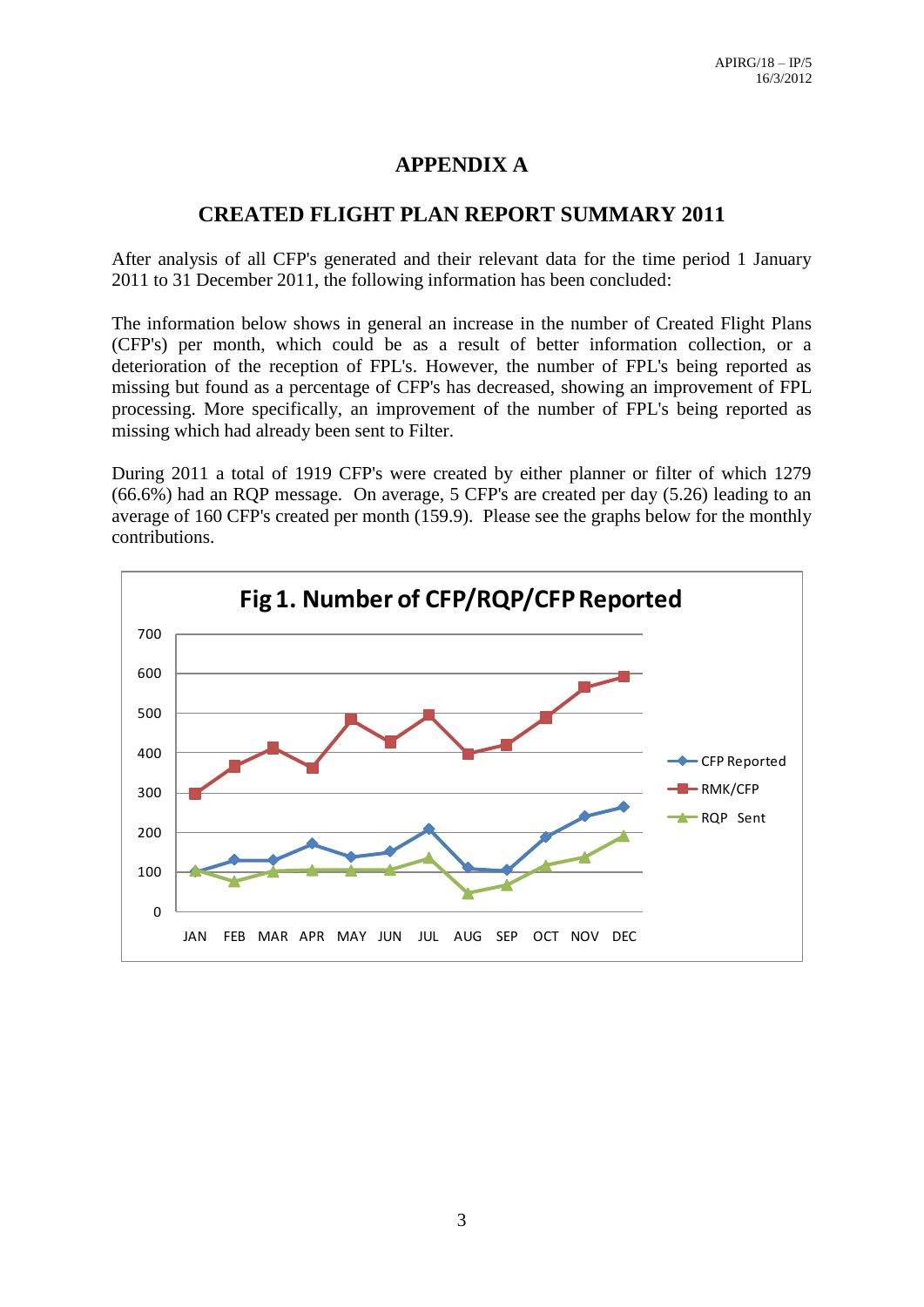# APPENDIX A

## CREATED FLIGHT PLAN REPORT SUMMARY 2011

After analysis of all CFP's generated and their relevant data for the time period 1 January 2011 to 31 December 2011, the following information has been concluded:

The information below shows in general an increase in the number of Created Flight Plans (CFP's) per month, which could be as a result of better information collection, or a deterioration of the reception of FPL's. However, the number of FPL's being reported as missing but found as a percentage of CFP's has decreased, showing an improvement of FPL processing. More specifically, an improvement of the number of FPL's being reported as missing which had already been sent to Filter.

During 2011 a total of 1919 CFP's were created by either planner or filter of which 1279 (66.6%) had an RQP message. On average, 5 CFP's are created per day (5.26) leading to an average of 160 CFP's created per month (159.9). Please see the graphs below for the monthly contributions.

**Fig 1. Number of CFP/RQP/CFP Reported**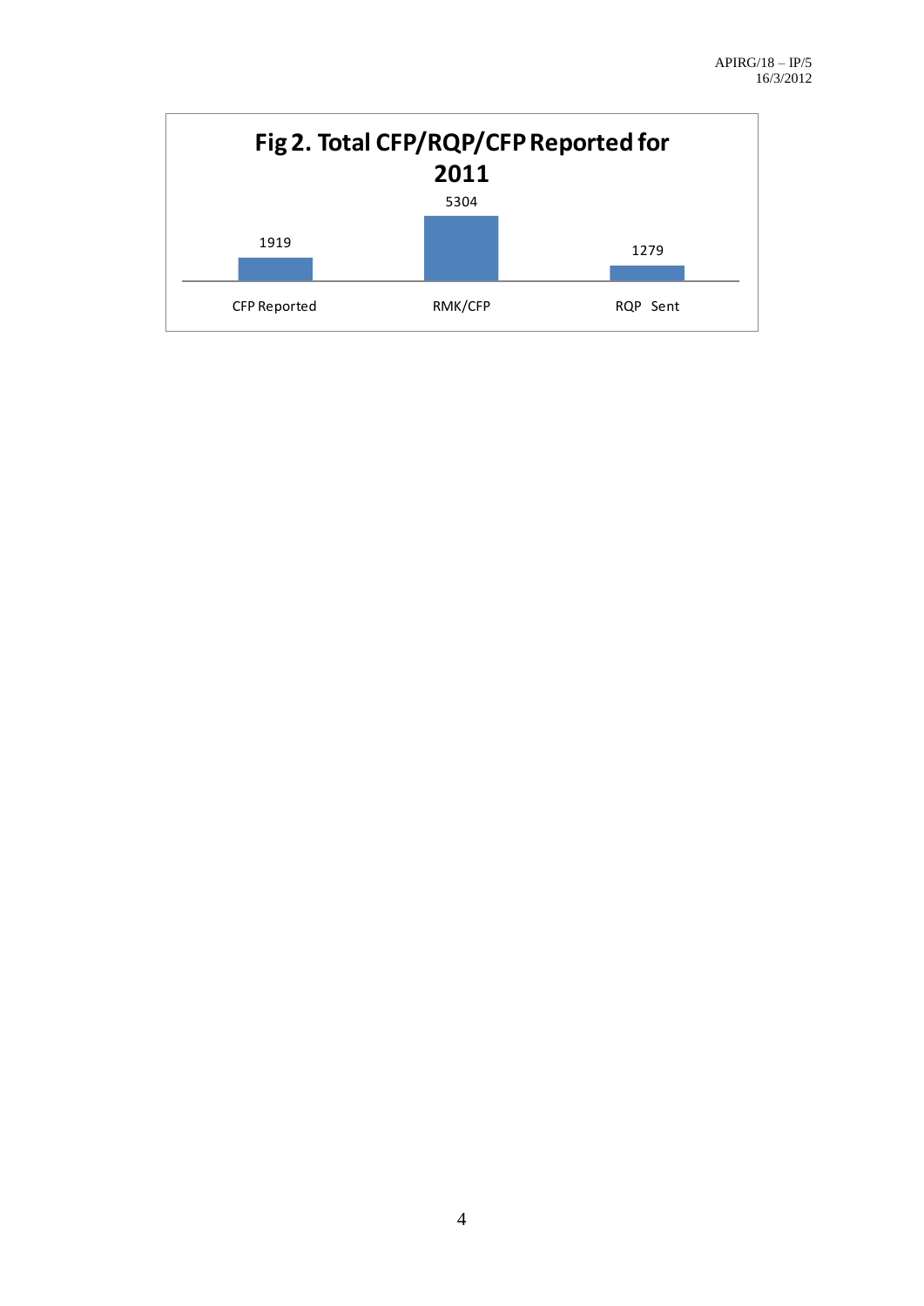**Fig 2. Total CFP/RQP/CFP Reported for 2011**

| CFP Reported | RMK/CFP | RQP Sent |
|---|---|---|
| 1919 | 5304 | 1279 |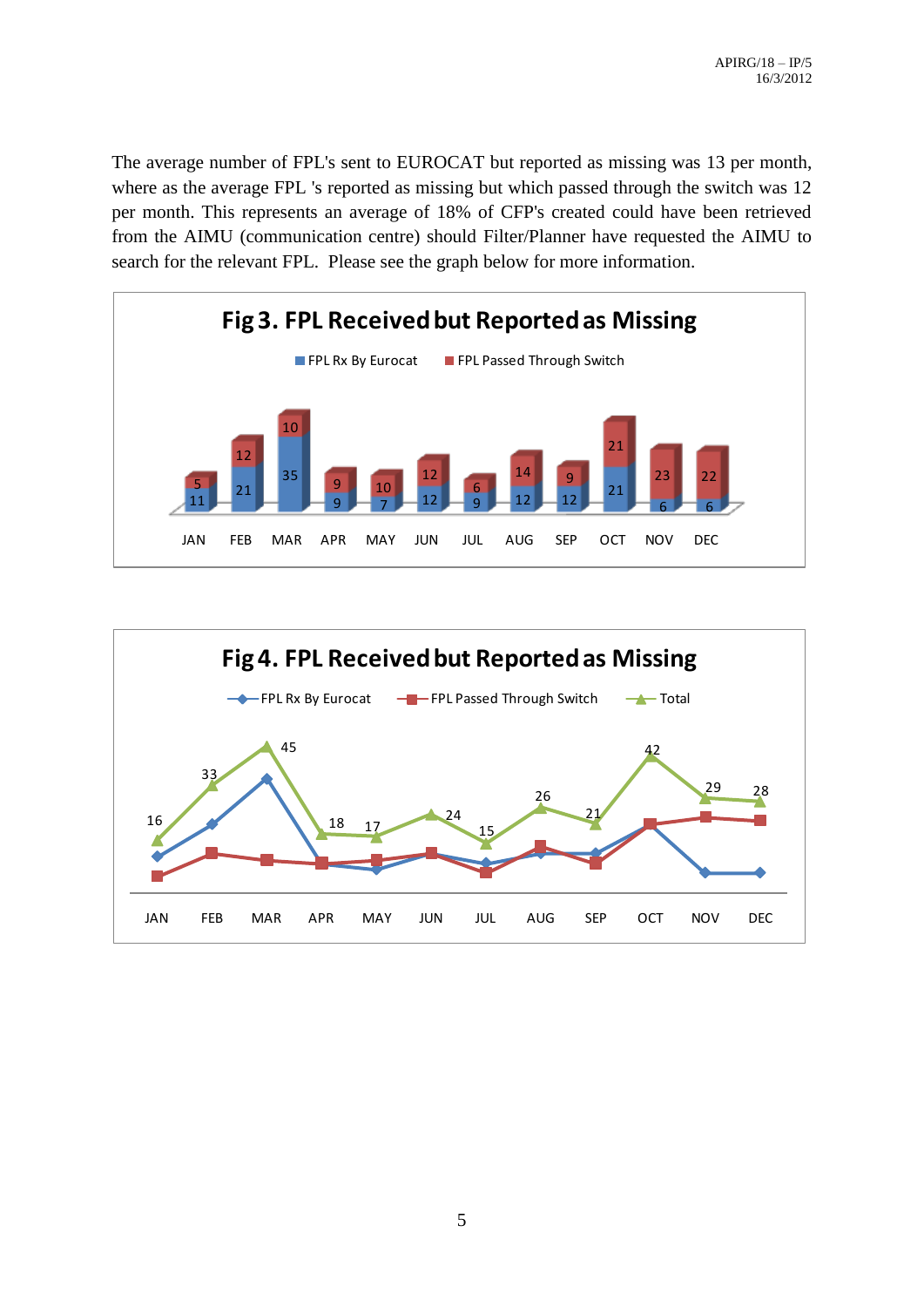The average number of FPL's sent to EUROCAT but reported as missing was 13 per month, where as the average FPL 's reported as missing but which passed through the switch was 12 per month. This represents an average of 18% of CFP's created could have been retrieved from the AIMU (communication centre) should Filter/Planner have requested the AIMU to search for the relevant FPL. Please see the graph below for more information.

**Fig 3. FPL Received but Reported as Missing**

| | JAN | FEB | MAR | APR | MAY | JUN | JUL | AUG | SEP | OCT | NOV | DEC |
|---|---|---|---|---|---|---|---|---|---|---|---|---|
| FPL Rx By Eurocat | 11 | 21 | 35 | 9 | 7 | 12 | 9 | 12 | 12 | 21 | 6 | 6 |
| FPL Passed Through Switch | 5 | 12 | 10 | 9 | 10 | 12 | 6 | 14 | 9 | 21 | 23 | 22 |

**Fig 4. FPL Received but Reported as Missing**

| | JAN | FEB | MAR | APR | MAY | JUN | JUL | AUG | SEP | OCT | NOV | DEC |
|---|---|---|---|---|---|---|---|---|---|---|---|---|
| Total | 16 | 33 | 45 | 18 | 17 | 24 | 15 | 26 | 21 | 42 | 29 | 28 |

(Series: FPL Rx By Eurocat, FPL Passed Through Switch, Total)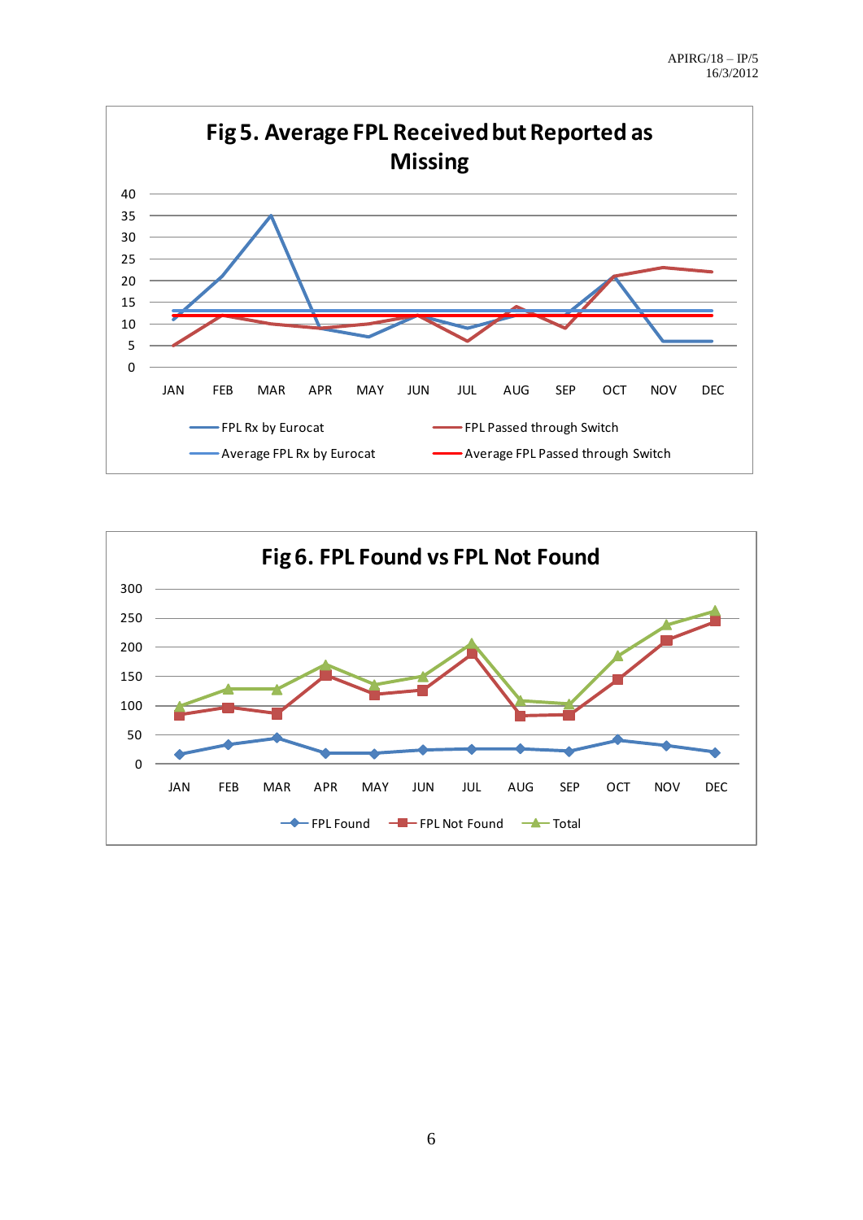**Fig 5. Average FPL Received but Reported as Missing**

**Fig 6. FPL Found vs FPL Not Found**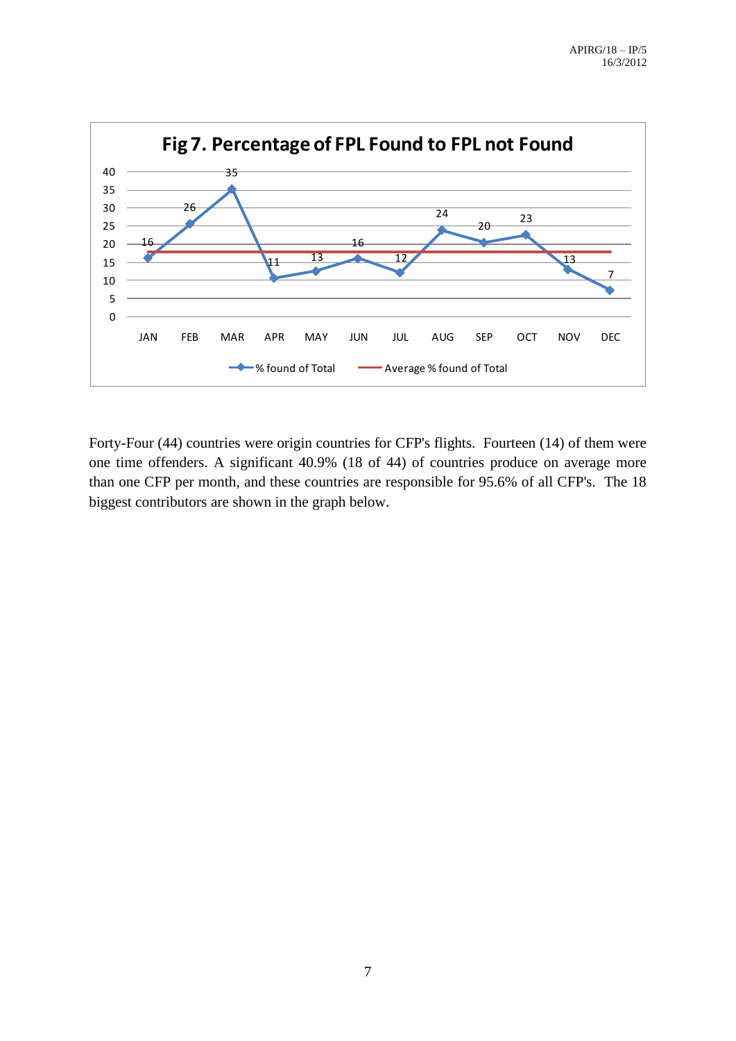**Fig 7. Percentage of FPL Found to FPL not Found**

| Month | % found of Total |
|---|---|
| JAN | 16 |
| FEB | 26 |
| MAR | 35 |
| APR | 11 |
| MAY | 13 |
| JUN | 16 |
| JUL | 12 |
| AUG | 24 |
| SEP | 20 |
| OCT | 23 |
| NOV | 13 |
| DEC | 7 |

Legend: % found of Total; Average % found of Total

Forty-Four (44) countries were origin countries for CFP's flights. Fourteen (14) of them were one time offenders. A significant 40.9% (18 of 44) of countries produce on average more than one CFP per month, and these countries are responsible for 95.6% of all CFP's. The 18 biggest contributors are shown in the graph below.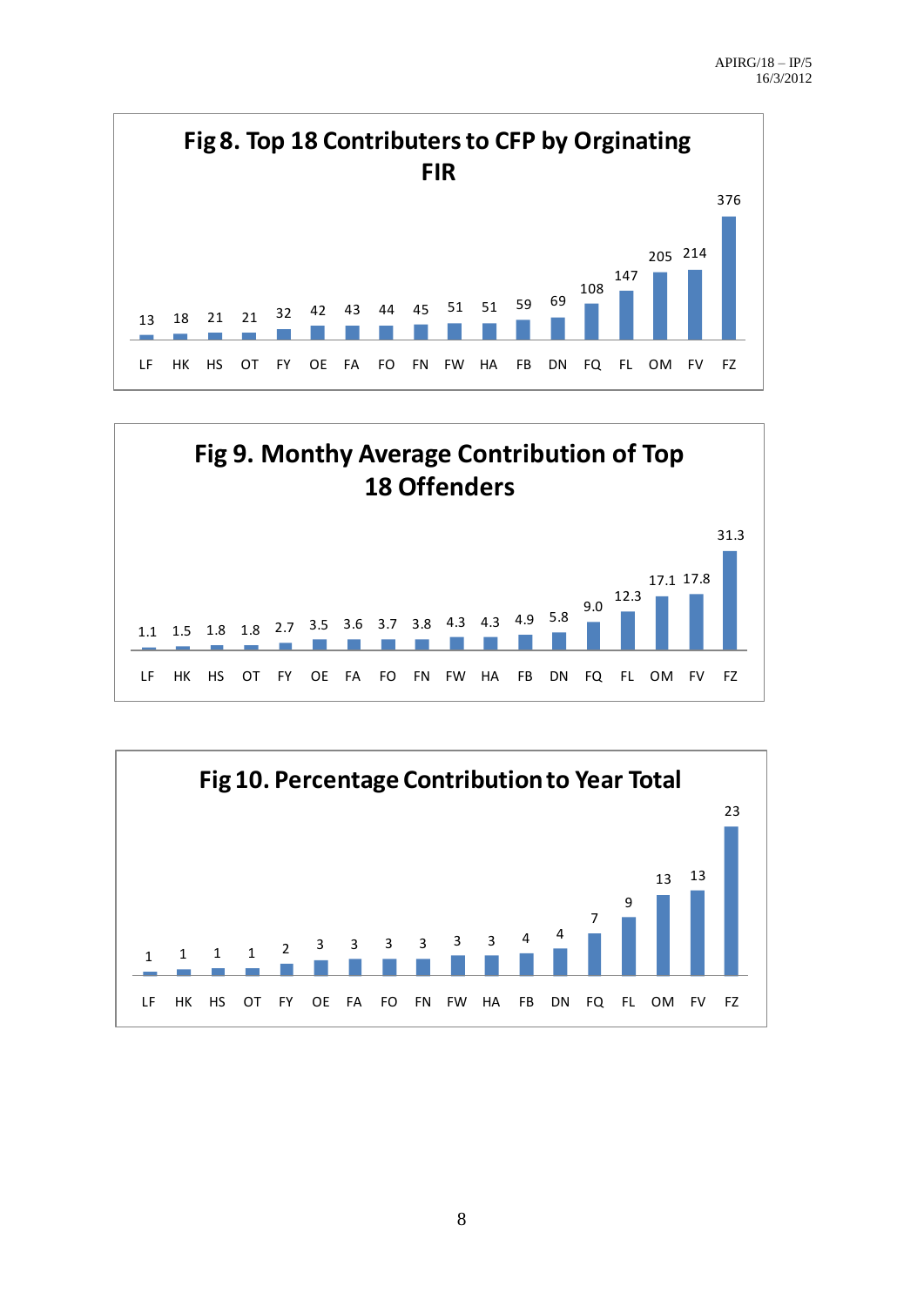**Fig 8. Top 18 Contributers to CFP by Orginating FIR**

| LF | HK | HS | OT | FY | OE | FA | FO | FN | FW | HA | FB | DN | FQ | FL | OM | FV | FZ |
|---|---|---|---|---|---|---|---|---|---|---|---|---|---|---|---|---|---|
| 13 | 18 | 21 | 21 | 32 | 42 | 43 | 44 | 45 | 51 | 51 | 59 | 69 | 108 | 147 | 205 | 214 | 376 |

**Fig 9. Monthy Average Contribution of Top 18 Offenders**

| LF | HK | HS | OT | FY | OE | FA | FO | FN | FW | HA | FB | DN | FQ | FL | OM | FV | FZ |
|---|---|---|---|---|---|---|---|---|---|---|---|---|---|---|---|---|---|
| 1.1 | 1.5 | 1.8 | 1.8 | 2.7 | 3.5 | 3.6 | 3.7 | 3.8 | 4.3 | 4.3 | 4.9 | 5.8 | 9.0 | 12.3 | 17.1 | 17.8 | 31.3 |

**Fig 10. Percentage Contribution to Year Total**

| LF | HK | HS | OT | FY | OE | FA | FO | FN | FW | HA | FB | DN | FQ | FL | OM | FV | FZ |
|---|---|---|---|---|---|---|---|---|---|---|---|---|---|---|---|---|---|
| 1 | 1 | 1 | 1 | 2 | 3 | 3 | 3 | 3 | 3 | 3 | 4 | 4 | 7 | 9 | 13 | 13 | 23 |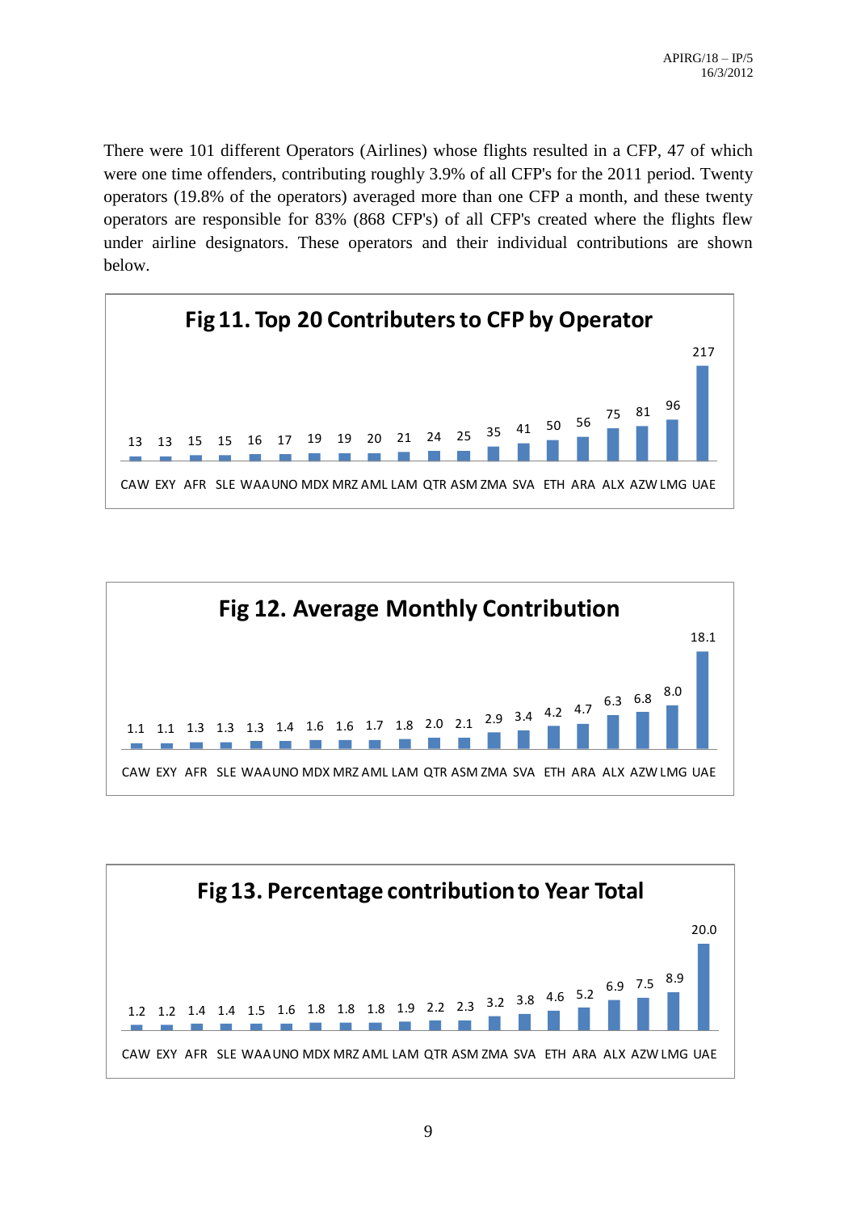There were 101 different Operators (Airlines) whose flights resulted in a CFP, 47 of which were one time offenders, contributing roughly 3.9% of all CFP's for the 2011 period. Twenty operators (19.8% of the operators) averaged more than one CFP a month, and these twenty operators are responsible for 83% (868 CFP's) of all CFP's created where the flights flew under airline designators. These operators and their individual contributions are shown below.

**Fig 11. Top 20 Contributers to CFP by Operator**

| Operator | CAW | EXY | AFR | SLE | WAA | UNO | MDX | MRZ | AML | LAM | QTR | ASM | ZMA | SVA | ETH | ARA | ALX | AZW | LMG | UAE |
|---|---|---|---|---|---|---|---|---|---|---|---|---|---|---|---|---|---|---|---|---|
| CFP | 13 | 13 | 15 | 15 | 16 | 17 | 19 | 19 | 20 | 21 | 24 | 25 | 35 | 41 | 50 | 56 | 75 | 81 | 96 | 217 |

**Fig 12. Average Monthly Contribution**

| Operator | CAW | EXY | AFR | SLE | WAA | UNO | MDX | MRZ | AML | LAM | QTR | ASM | ZMA | SVA | ETH | ARA | ALX | AZW | LMG | UAE |
|---|---|---|---|---|---|---|---|---|---|---|---|---|---|---|---|---|---|---|---|---|
| Average | 1.1 | 1.1 | 1.3 | 1.3 | 1.3 | 1.4 | 1.6 | 1.6 | 1.7 | 1.8 | 2.0 | 2.1 | 2.9 | 3.4 | 4.2 | 4.7 | 6.3 | 6.8 | 8.0 | 18.1 |

**Fig 13. Percentage contribution to Year Total**

| Operator | CAW | EXY | AFR | SLE | WAA | UNO | MDX | MRZ | AML | LAM | QTR | ASM | ZMA | SVA | ETH | ARA | ALX | AZW | LMG | UAE |
|---|---|---|---|---|---|---|---|---|---|---|---|---|---|---|---|---|---|---|---|---|
| % | 1.2 | 1.2 | 1.4 | 1.4 | 1.5 | 1.6 | 1.8 | 1.8 | 1.8 | 1.9 | 2.2 | 2.3 | 3.2 | 3.8 | 4.6 | 5.2 | 6.9 | 7.5 | 8.9 | 20.0 |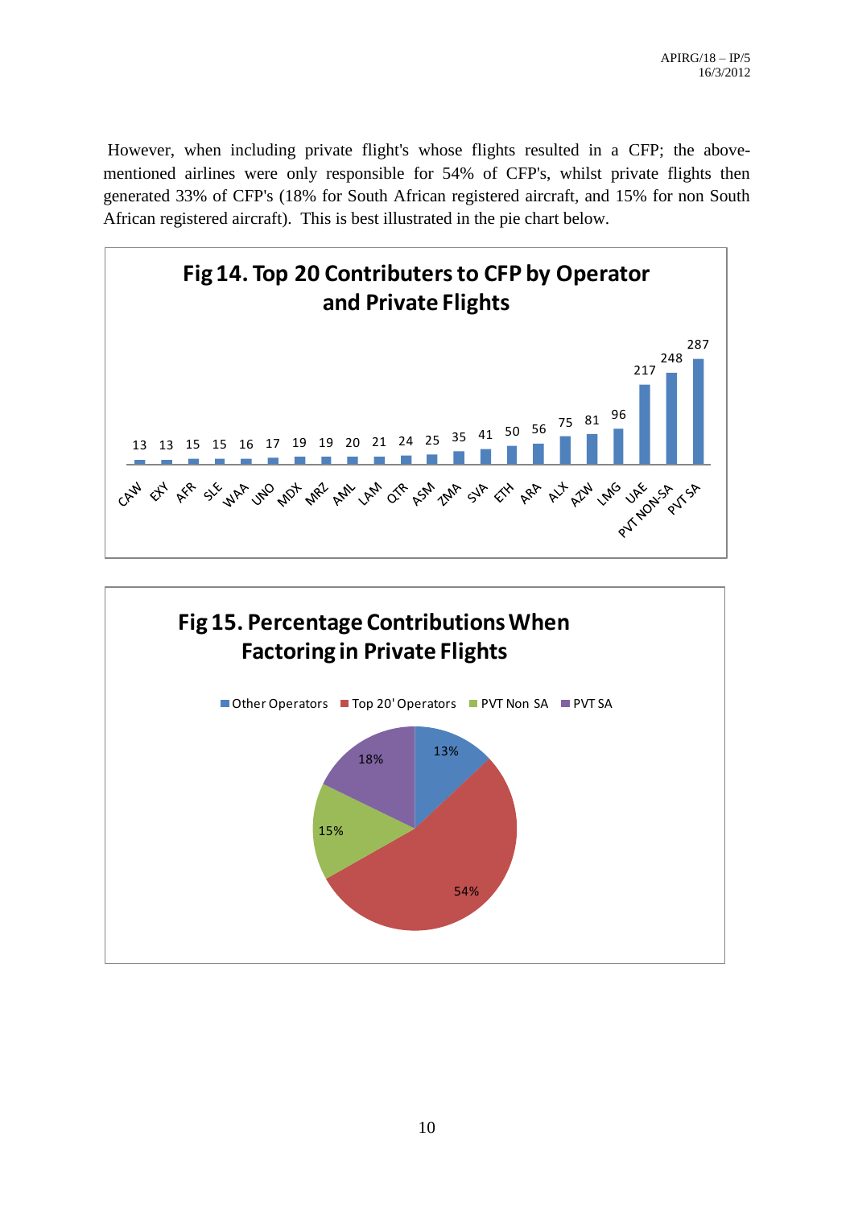However, when including private flight's whose flights resulted in a CFP; the above-mentioned airlines were only responsible for 54% of CFP's, whilst private flights then generated 33% of CFP's (18% for South African registered aircraft, and 15% for non South African registered aircraft). This is best illustrated in the pie chart below.

**Fig 14. Top 20 Contributers to CFP by Operator and Private Flights**

| Operator | CFP |
|---|---|
| CAW | 13 |
| EXY | 13 |
| AFR | 15 |
| SLE | 15 |
| WAA | 16 |
| UNO | 17 |
| MDX | 19 |
| MRZ | 19 |
| AML | 20 |
| LAM | 21 |
| QTR | 24 |
| ASM | 25 |
| ZMA | 35 |
| SVA | 41 |
| ETH | 50 |
| ARA | 56 |
| ALX | 75 |
| AZW | 81 |
| LMG | 96 |
| UAE | 217 |
| PVT NON-SA | 248 |
| PVT SA | 287 |

**Fig 15. Percentage Contributions When Factoring in Private Flights**

| Category | Percentage |
|---|---|
| Other Operators | 13% |
| Top 20' Operators | 54% |
| PVT Non SA | 15% |
| PVT SA | 18% |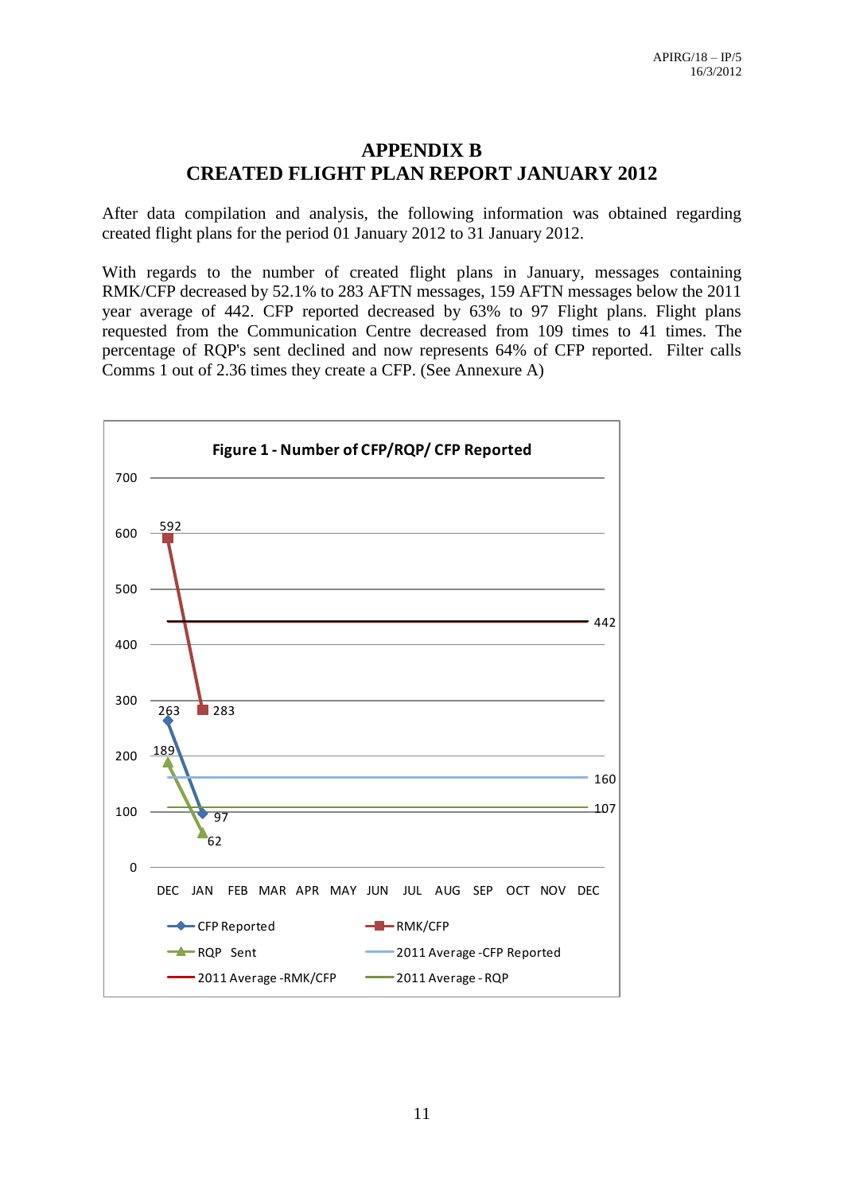# APPENDIX B
# CREATED FLIGHT PLAN REPORT JANUARY 2012

After data compilation and analysis, the following information was obtained regarding created flight plans for the period 01 January 2012 to 31 January 2012.

With regards to the number of created flight plans in January, messages containing RMK/CFP decreased by 52.1% to 283 AFTN messages, 159 AFTN messages below the 2011 year average of 442. CFP reported decreased by 63% to 97 Flight plans. Flight plans requested from the Communication Centre decreased from 109 times to 41 times. The percentage of RQP's sent declined and now represents 64% of CFP reported. Filter calls Comms 1 out of 2.36 times they create a CFP. (See Annexure A)

**Figure 1 - Number of CFP/RQP/ CFP Reported**

| Series | DEC | JAN |
|---|---|---|
| CFP Reported | 263 | 97 |
| RMK/CFP | 592 | 283 |
| RQP Sent | 189 | 62 |
| 2011 Average - CFP Reported | 160 | 160 |
| 2011 Average - RMK/CFP | 442 | 442 |
| 2011 Average - RQP | 107 | 107 |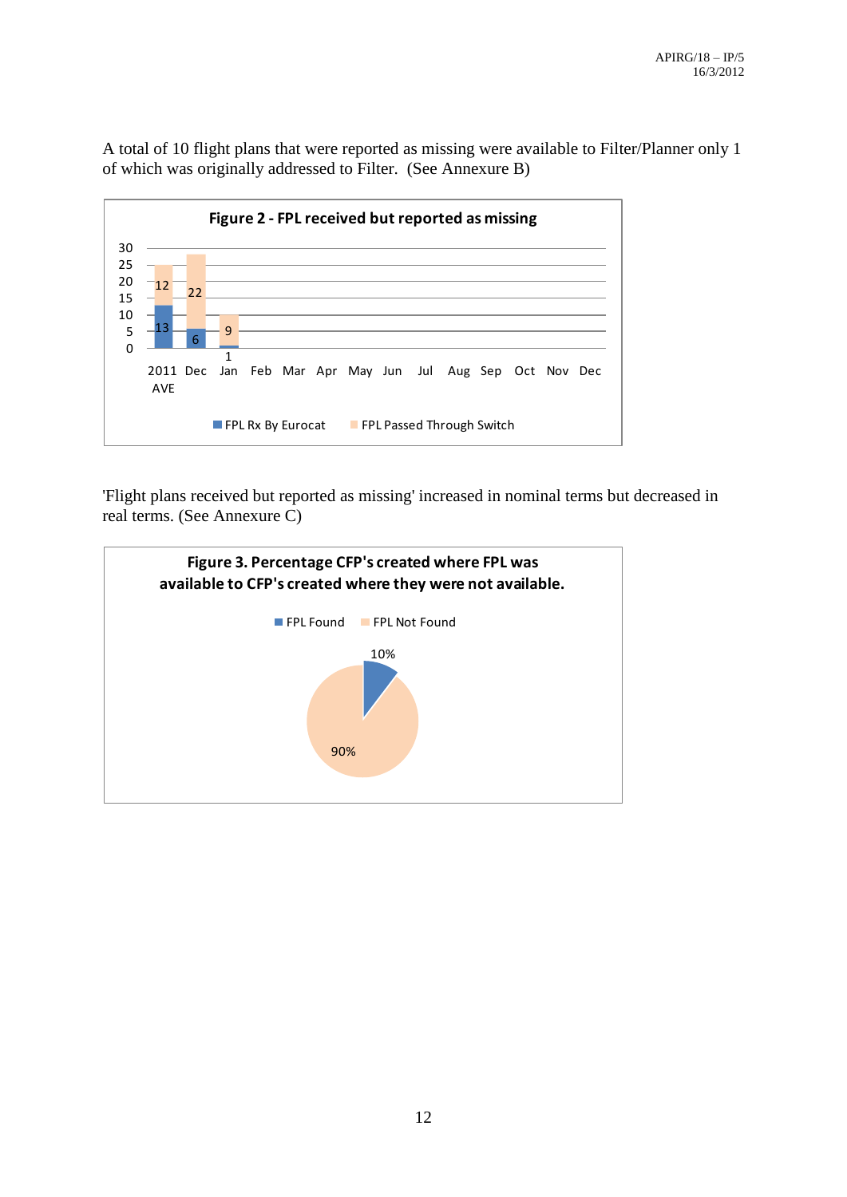A total of 10 flight plans that were reported as missing were available to Filter/Planner only 1 of which was originally addressed to Filter. (See Annexure B)

**Figure 2 - FPL received but reported as missing**

| | 2011 AVE | Dec | Jan | Feb | Mar | Apr | May | Jun | Jul | Aug | Sep | Oct | Nov | Dec |
|---|---|---|---|---|---|---|---|---|---|---|---|---|---|---|
| FPL Rx By Eurocat | 13 | 6 | 1 | | | | | | | | | | | |
| FPL Passed Through Switch | 12 | 22 | 9 | | | | | | | | | | | |

'Flight plans received but reported as missing' increased in nominal terms but decreased in real terms. (See Annexure C)

**Figure 3. Percentage CFP's created where FPL was available to CFP's created where they were not available.**

| | Percentage |
|---|---|
| FPL Found | 10% |
| FPL Not Found | 90% |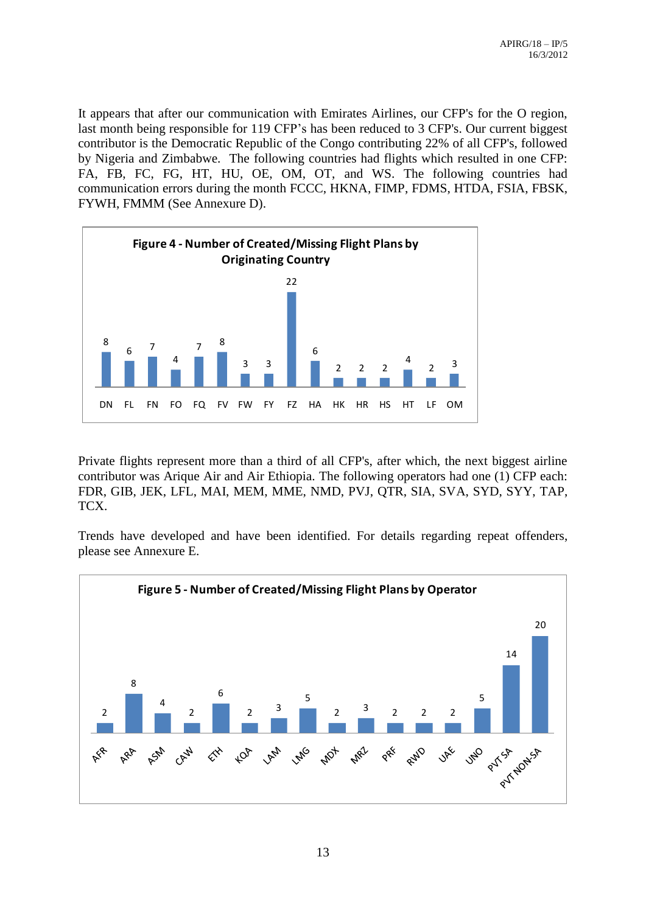It appears that after our communication with Emirates Airlines, our CFP's for the O region, last month being responsible for 119 CFP's has been reduced to 3 CFP's. Our current biggest contributor is the Democratic Republic of the Congo contributing 22% of all CFP's, followed by Nigeria and Zimbabwe. The following countries had flights which resulted in one CFP: FA, FB, FC, FG, HT, HU, OE, OM, OT, and WS. The following countries had communication errors during the month FCCC, HKNA, FIMP, FDMS, HTDA, FSIA, FBSK, FYWH, FMMM (See Annexure D).

**Figure 4 - Number of Created/Missing Flight Plans by Originating Country**

| DN | FL | FN | FO | FQ | FV | FW | FY | FZ | HA | HK | HR | HS | HT | LF | OM |
|---|---|---|---|---|---|---|---|---|---|---|---|---|---|---|---|
| 8 | 6 | 7 | 4 | 7 | 8 | 3 | 3 | 22 | 6 | 2 | 2 | 2 | 4 | 2 | 3 |

Private flights represent more than a third of all CFP's, after which, the next biggest airline contributor was Arique Air and Air Ethiopia. The following operators had one (1) CFP each: FDR, GIB, JEK, LFL, MAI, MEM, MME, NMD, PVJ, QTR, SIA, SVA, SYD, SYY, TAP, TCX.

Trends have developed and have been identified. For details regarding repeat offenders, please see Annexure E.

**Figure 5 - Number of Created/Missing Flight Plans by Operator**

| AFR | ARA | ASM | CAW | ETH | KQA | LAM | LMG | MDX | MRZ | PRF | RWD | UAE | UNO | PVT SA | PVT NON-SA |
|---|---|---|---|---|---|---|---|---|---|---|---|---|---|---|---|
| 2 | 8 | 4 | 2 | 6 | 2 | 3 | 5 | 2 | 3 | 2 | 2 | 2 | 5 | 14 | 20 |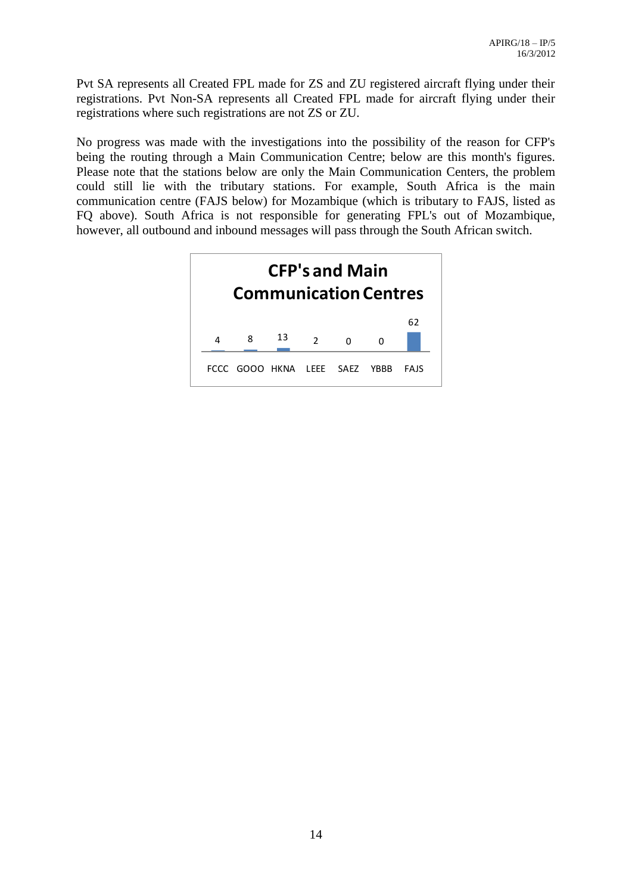Pvt SA represents all Created FPL made for ZS and ZU registered aircraft flying under their registrations. Pvt Non-SA represents all Created FPL made for aircraft flying under their registrations where such registrations are not ZS or ZU.

No progress was made with the investigations into the possibility of the reason for CFP's being the routing through a Main Communication Centre; below are this month's figures. Please note that the stations below are only the Main Communication Centers, the problem could still lie with the tributary stations. For example, South Africa is the main communication centre (FAJS below) for Mozambique (which is tributary to FAJS, listed as FQ above). South Africa is not responsible for generating FPL's out of Mozambique, however, all outbound and inbound messages will pass through the South African switch.

**CFP's and Main Communication Centres**

| FCCC | GOOO | HKNA | LEEE | SAEZ | YBBB | FAJS |
|---|---|---|---|---|---|---|
| 4 | 8 | 13 | 2 | 0 | 0 | 62 |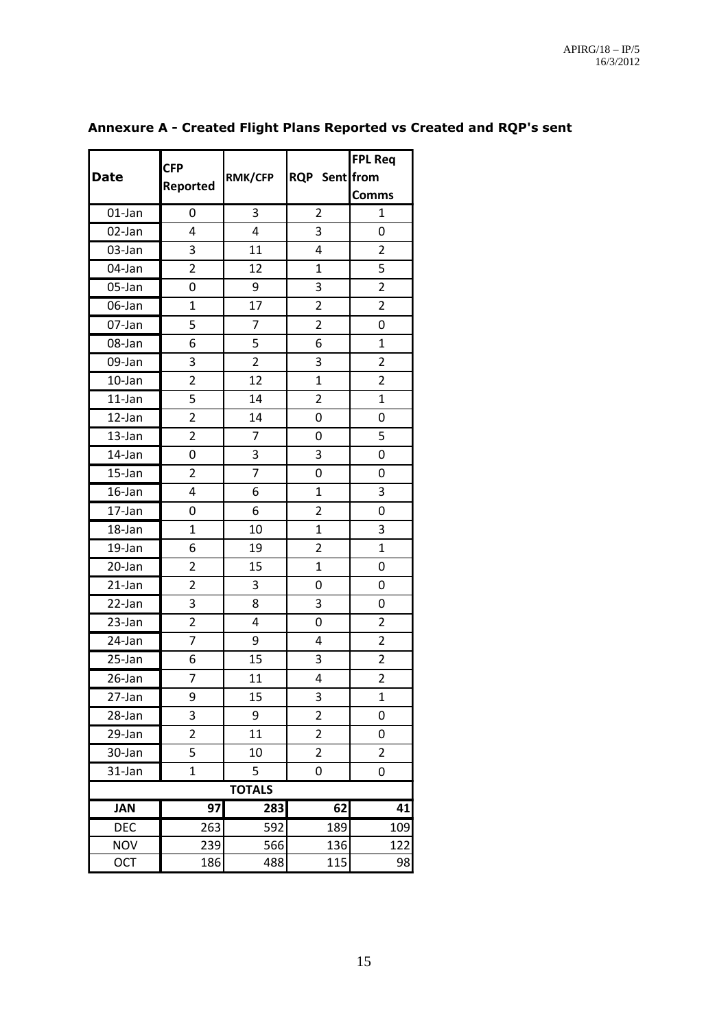**Annexure A - Created Flight Plans Reported vs Created and RQP's sent**

| Date | CFP Reported | RMK/CFP | RQP Sent | FPL Req from Comms |
|---|---|---|---|---|
| 01-Jan | 0 | 3 | 2 | 1 |
| 02-Jan | 4 | 4 | 3 | 0 |
| 03-Jan | 3 | 11 | 4 | 2 |
| 04-Jan | 2 | 12 | 1 | 5 |
| 05-Jan | 0 | 9 | 3 | 2 |
| 06-Jan | 1 | 17 | 2 | 2 |
| 07-Jan | 5 | 7 | 2 | 0 |
| 08-Jan | 6 | 5 | 6 | 1 |
| 09-Jan | 3 | 2 | 3 | 2 |
| 10-Jan | 2 | 12 | 1 | 2 |
| 11-Jan | 5 | 14 | 2 | 1 |
| 12-Jan | 2 | 14 | 0 | 0 |
| 13-Jan | 2 | 7 | 0 | 5 |
| 14-Jan | 0 | 3 | 3 | 0 |
| 15-Jan | 2 | 7 | 0 | 0 |
| 16-Jan | 4 | 6 | 1 | 3 |
| 17-Jan | 0 | 6 | 2 | 0 |
| 18-Jan | 1 | 10 | 1 | 3 |
| 19-Jan | 6 | 19 | 2 | 1 |
| 20-Jan | 2 | 15 | 1 | 0 |
| 21-Jan | 2 | 3 | 0 | 0 |
| 22-Jan | 3 | 8 | 3 | 0 |
| 23-Jan | 2 | 4 | 0 | 2 |
| 24-Jan | 7 | 9 | 4 | 2 |
| 25-Jan | 6 | 15 | 3 | 2 |
| 26-Jan | 7 | 11 | 4 | 2 |
| 27-Jan | 9 | 15 | 3 | 1 |
| 28-Jan | 3 | 9 | 2 | 0 |
| 29-Jan | 2 | 11 | 2 | 0 |
| 30-Jan | 5 | 10 | 2 | 2 |
| 31-Jan | 1 | 5 | 0 | 0 |
| **TOTALS** | | | | |
| **JAN** | **97** | **283** | **62** | **41** |
| DEC | 263 | 592 | 189 | 109 |
| NOV | 239 | 566 | 136 | 122 |
| OCT | 186 | 488 | 115 | 98 |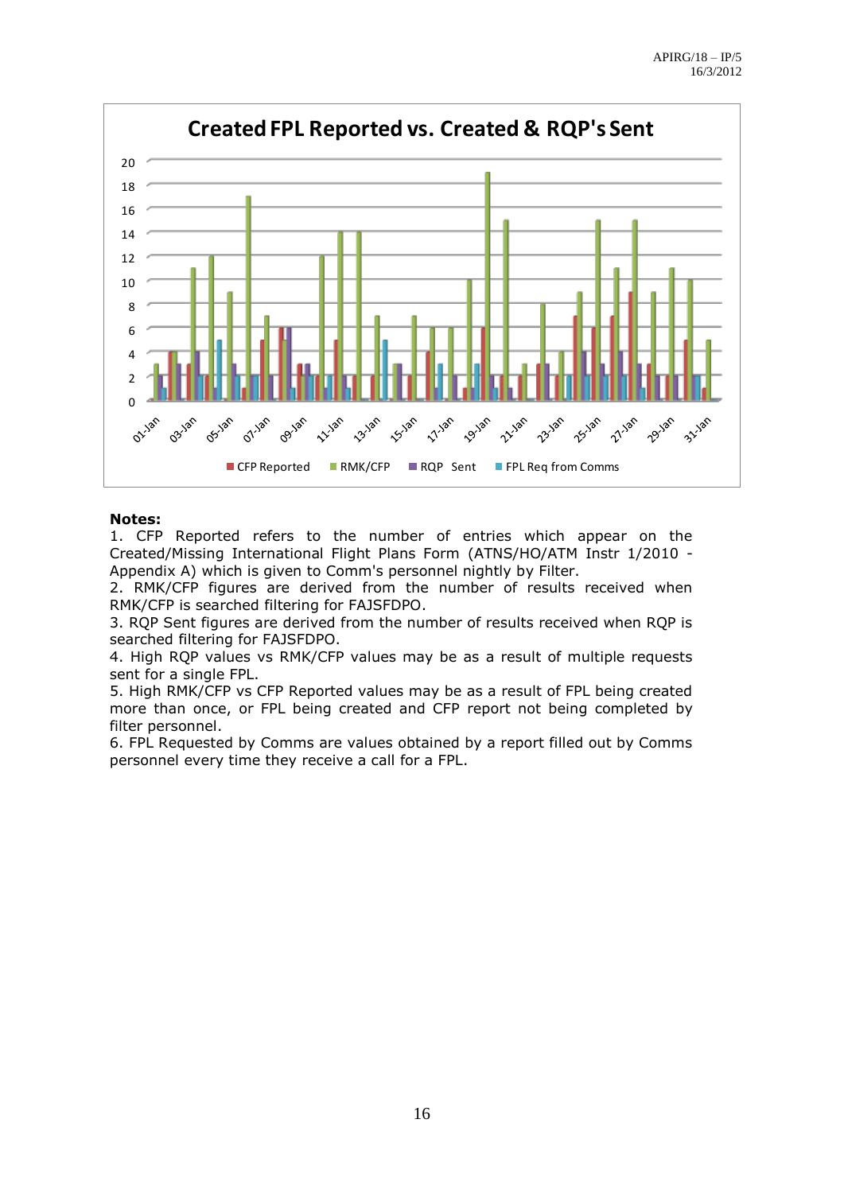**Created FPL Reported vs. Created & RQP's Sent**

**Notes:**

1. CFP Reported refers to the number of entries which appear on the Created/Missing International Flight Plans Form (ATNS/HO/ATM Instr 1/2010 - Appendix A) which is given to Comm's personnel nightly by Filter.
2. RMK/CFP figures are derived from the number of results received when RMK/CFP is searched filtering for FAJSFDPO.
3. RQP Sent figures are derived from the number of results received when RQP is searched filtering for FAJSFDPO.
4. High RQP values vs RMK/CFP values may be as a result of multiple requests sent for a single FPL.
5. High RMK/CFP vs CFP Reported values may be as a result of FPL being created more than once, or FPL being created and CFP report not being completed by filter personnel.
6. FPL Requested by Comms are values obtained by a report filled out by Comms personnel every time they receive a call for a FPL.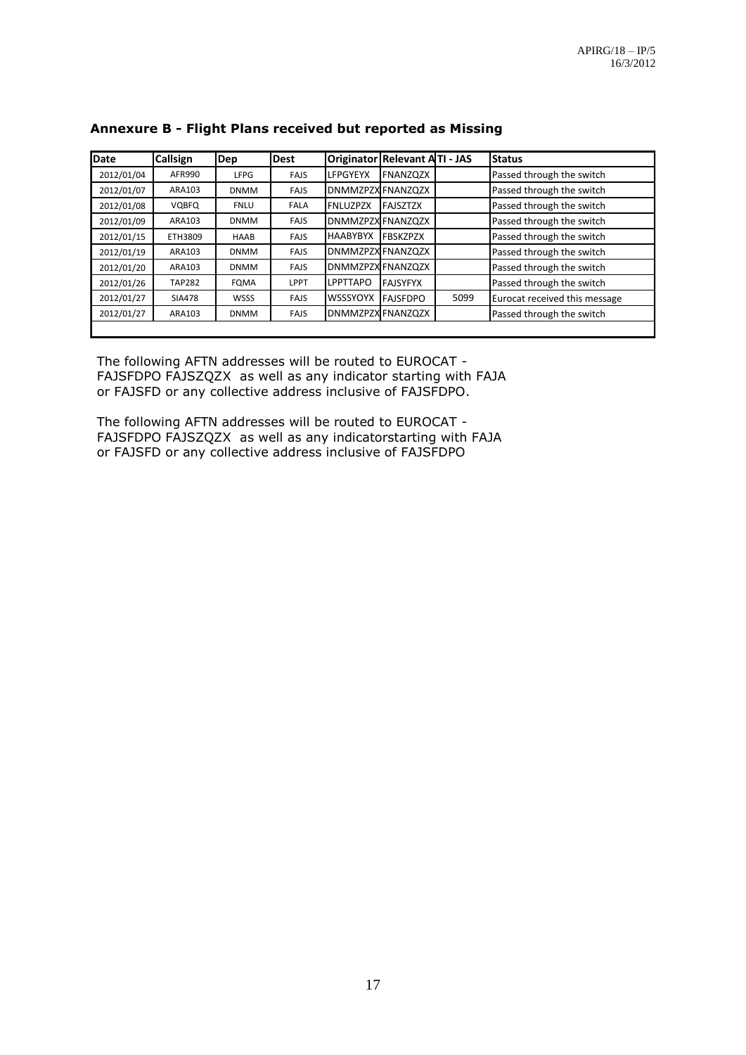## Annexure B - Flight Plans received but reported as Missing

| Date | Callsign | Dep | Dest | Originator | Relevant A | TI - JAS | Status |
|---|---|---|---|---|---|---|---|
| 2012/01/04 | AFR990 | LFPG | FAJS | LFPGYEYX | FNANZQZX | | Passed through the switch |
| 2012/01/07 | ARA103 | DNMM | FAJS | DNMMZPZX | FNANZQZX | | Passed through the switch |
| 2012/01/08 | VQBFQ | FNLU | FALA | FNLUZPZX | FAJSZTZX | | Passed through the switch |
| 2012/01/09 | ARA103 | DNMM | FAJS | DNMMZPZX | FNANZQZX | | Passed through the switch |
| 2012/01/15 | ETH3809 | HAAB | FAJS | HAABYBYX | FBSKZPZX | | Passed through the switch |
| 2012/01/19 | ARA103 | DNMM | FAJS | DNMMZPZX | FNANZQZX | | Passed through the switch |
| 2012/01/20 | ARA103 | DNMM | FAJS | DNMMZPZX | FNANZQZX | | Passed through the switch |
| 2012/01/26 | TAP282 | FQMA | LPPT | LPPTTAPO | FAJSYFYX | | Passed through the switch |
| 2012/01/27 | SIA478 | WSSS | FAJS | WSSSYOYX | FAJSFDPO | 5099 | Eurocat received this message |
| 2012/01/27 | ARA103 | DNMM | FAJS | DNMMZPZX | FNANZQZX | | Passed through the switch |

The following AFTN addresses will be routed to EUROCAT - FAJSFDPO FAJSZQZX as well as any indicator starting with FAJA or FAJSFD or any collective address inclusive of FAJSFDPO.

The following AFTN addresses will be routed to EUROCAT - FAJSFDPO FAJSZQZX as well as any indicatorstarting with FAJA or FAJSFD or any collective address inclusive of FAJSFDPO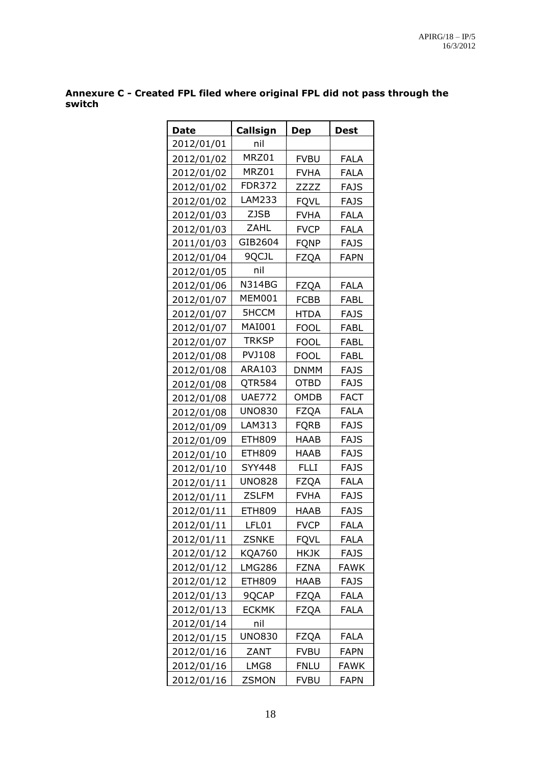**Annexure C - Created FPL filed where original FPL did not pass through the switch**

| Date | Callsign | Dep | Dest |
|---|---|---|---|
| 2012/01/01 | nil | | |
| 2012/01/02 | MRZ01 | FVBU | FALA |
| 2012/01/02 | MRZ01 | FVHA | FALA |
| 2012/01/02 | FDR372 | ZZZZ | FAJS |
| 2012/01/02 | LAM233 | FQVL | FAJS |
| 2012/01/03 | ZJSB | FVHA | FALA |
| 2012/01/03 | ZAHL | FVCP | FALA |
| 2011/01/03 | GIB2604 | FQNP | FAJS |
| 2012/01/04 | 9QCJL | FZQA | FAPN |
| 2012/01/05 | nil | | |
| 2012/01/06 | N314BG | FZQA | FALA |
| 2012/01/07 | MEM001 | FCBB | FABL |
| 2012/01/07 | 5HCCM | HTDA | FAJS |
| 2012/01/07 | MAI001 | FOOL | FABL |
| 2012/01/07 | TRKSP | FOOL | FABL |
| 2012/01/08 | PVJ108 | FOOL | FABL |
| 2012/01/08 | ARA103 | DNMM | FAJS |
| 2012/01/08 | QTR584 | OTBD | FAJS |
| 2012/01/08 | UAE772 | OMDB | FACT |
| 2012/01/08 | UNO830 | FZQA | FALA |
| 2012/01/09 | LAM313 | FQRB | FAJS |
| 2012/01/09 | ETH809 | HAAB | FAJS |
| 2012/01/10 | ETH809 | HAAB | FAJS |
| 2012/01/10 | SYY448 | FLLI | FAJS |
| 2012/01/11 | UNO828 | FZQA | FALA |
| 2012/01/11 | ZSLFM | FVHA | FAJS |
| 2012/01/11 | ETH809 | HAAB | FAJS |
| 2012/01/11 | LFL01 | FVCP | FALA |
| 2012/01/11 | ZSNKE | FQVL | FALA |
| 2012/01/12 | KQA760 | HKJK | FAJS |
| 2012/01/12 | LMG286 | FZNA | FAWK |
| 2012/01/12 | ETH809 | HAAB | FAJS |
| 2012/01/13 | 9QCAP | FZQA | FALA |
| 2012/01/13 | ECKMK | FZQA | FALA |
| 2012/01/14 | nil | | |
| 2012/01/15 | UNO830 | FZQA | FALA |
| 2012/01/16 | ZANT | FVBU | FAPN |
| 2012/01/16 | LMG8 | FNLU | FAWK |
| 2012/01/16 | ZSMON | FVBU | FAPN |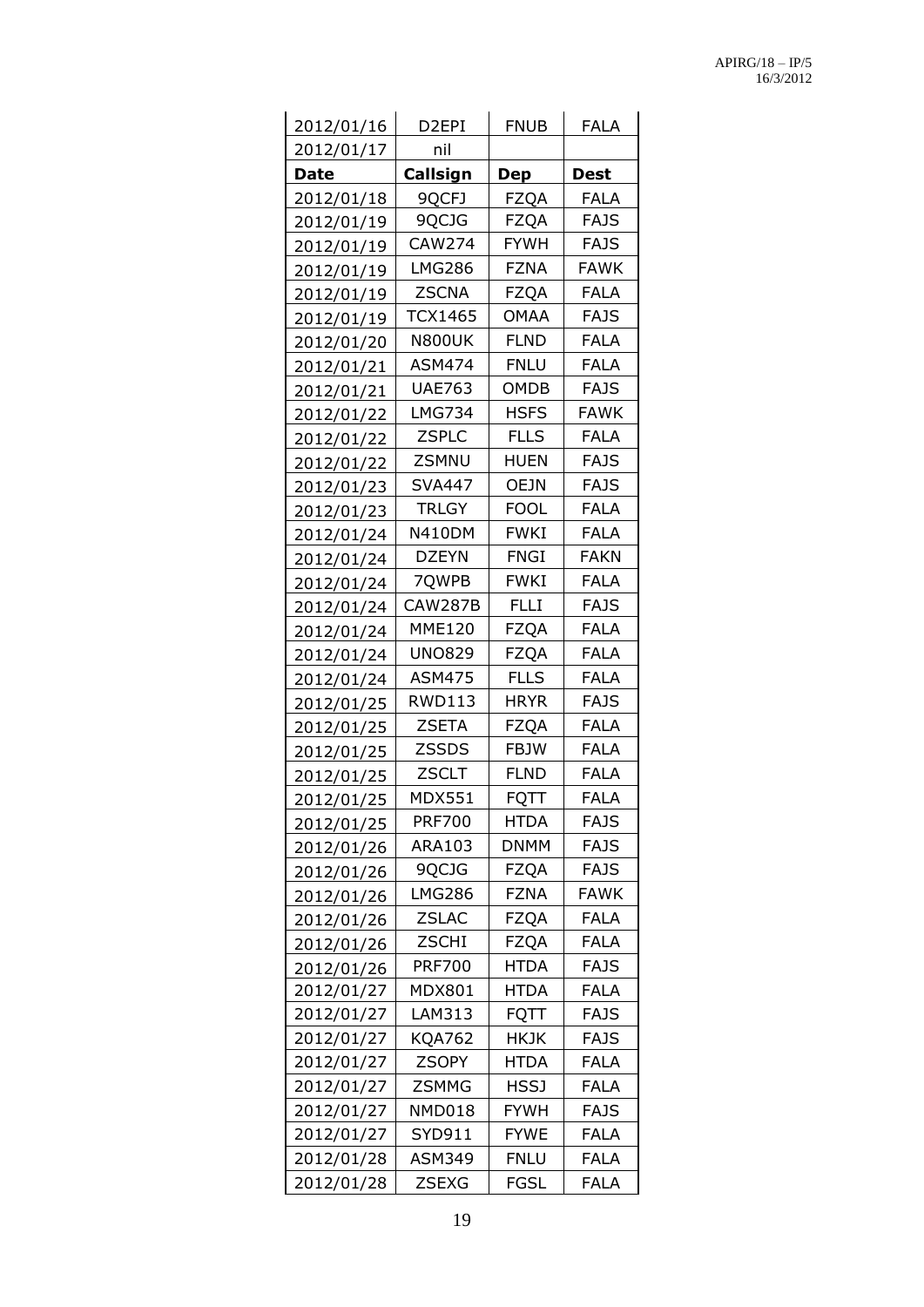| 2012/01/16 | D2EPI | FNUB | FALA |
|---|---|---|---|
| 2012/01/17 | nil | | |
| **Date** | **Callsign** | **Dep** | **Dest** |
| 2012/01/18 | 9QCFJ | FZQA | FALA |
| 2012/01/19 | 9QCJG | FZQA | FAJS |
| 2012/01/19 | CAW274 | FYWH | FAJS |
| 2012/01/19 | LMG286 | FZNA | FAWK |
| 2012/01/19 | ZSCNA | FZQA | FALA |
| 2012/01/19 | TCX1465 | OMAA | FAJS |
| 2012/01/20 | N800UK | FLND | FALA |
| 2012/01/21 | ASM474 | FNLU | FALA |
| 2012/01/21 | UAE763 | OMDB | FAJS |
| 2012/01/22 | LMG734 | HSFS | FAWK |
| 2012/01/22 | ZSPLC | FLLS | FALA |
| 2012/01/22 | ZSMNU | HUEN | FAJS |
| 2012/01/23 | SVA447 | OEJN | FAJS |
| 2012/01/23 | TRLGY | FOOL | FALA |
| 2012/01/24 | N410DM | FWKI | FALA |
| 2012/01/24 | DZEYN | FNGI | FAKN |
| 2012/01/24 | 7QWPB | FWKI | FALA |
| 2012/01/24 | CAW287B | FLLI | FAJS |
| 2012/01/24 | MME120 | FZQA | FALA |
| 2012/01/24 | UNO829 | FZQA | FALA |
| 2012/01/24 | ASM475 | FLLS | FALA |
| 2012/01/25 | RWD113 | HRYR | FAJS |
| 2012/01/25 | ZSETA | FZQA | FALA |
| 2012/01/25 | ZSSDS | FBJW | FALA |
| 2012/01/25 | ZSCLT | FLND | FALA |
| 2012/01/25 | MDX551 | FQTT | FALA |
| 2012/01/25 | PRF700 | HTDA | FAJS |
| 2012/01/26 | ARA103 | DNMM | FAJS |
| 2012/01/26 | 9QCJG | FZQA | FAJS |
| 2012/01/26 | LMG286 | FZNA | FAWK |
| 2012/01/26 | ZSLAC | FZQA | FALA |
| 2012/01/26 | ZSCHI | FZQA | FALA |
| 2012/01/26 | PRF700 | HTDA | FAJS |
| 2012/01/27 | MDX801 | HTDA | FALA |
| 2012/01/27 | LAM313 | FQTT | FAJS |
| 2012/01/27 | KQA762 | HKJK | FAJS |
| 2012/01/27 | ZSOPY | HTDA | FALA |
| 2012/01/27 | ZSMMG | HSSJ | FALA |
| 2012/01/27 | NMD018 | FYWH | FAJS |
| 2012/01/27 | SYD911 | FYWE | FALA |
| 2012/01/28 | ASM349 | FNLU | FALA |
| 2012/01/28 | ZSEXG | FGSL | FALA |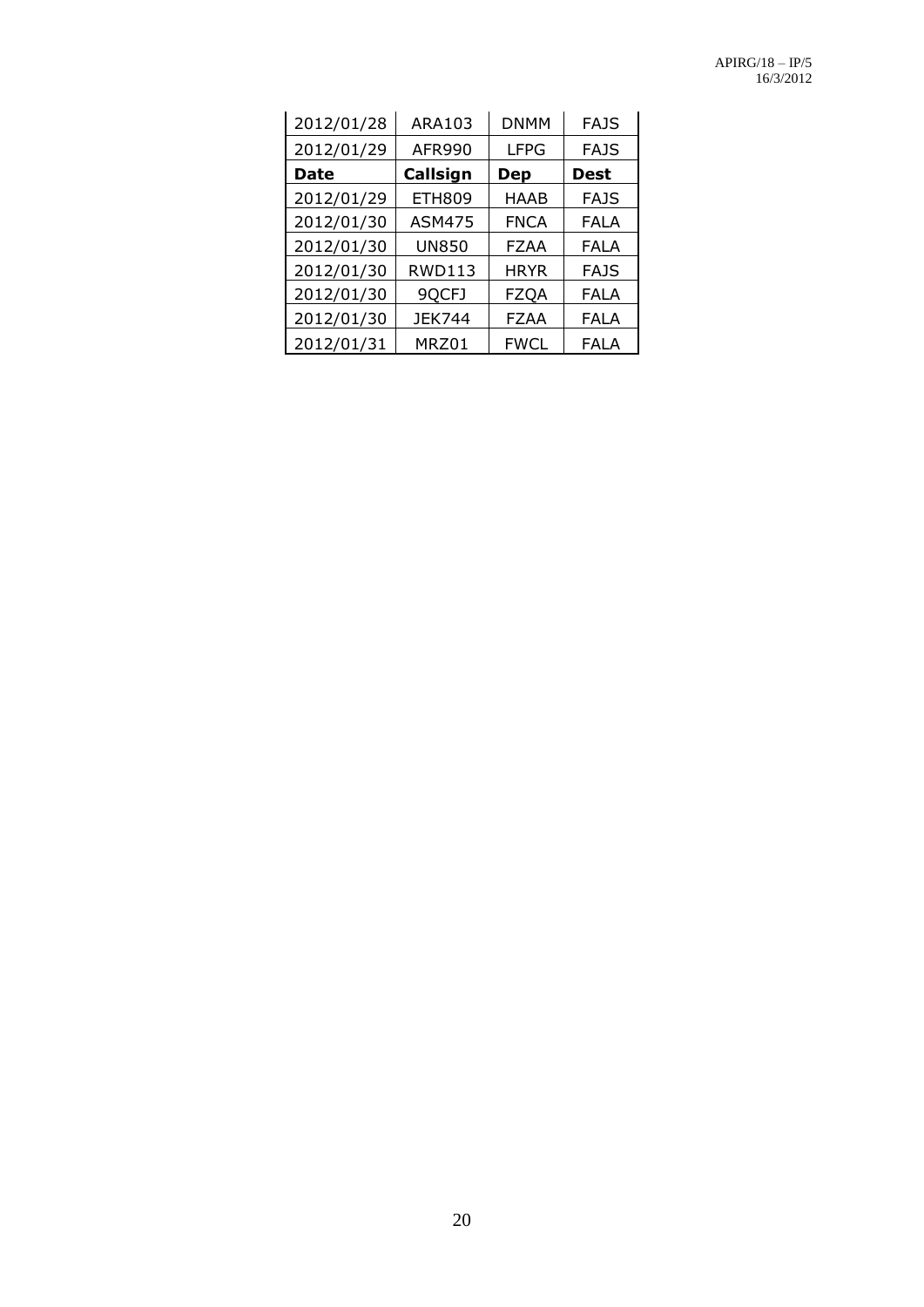| Date | Callsign | Dep | Dest |
| --- | --- | --- | --- |
| 2012/01/28 | ARA103 | DNMM | FAJS |
| 2012/01/29 | AFR990 | LFPG | FAJS |
| 2012/01/29 | ETH809 | HAAB | FAJS |
| 2012/01/30 | ASM475 | FNCA | FALA |
| 2012/01/30 | UN850 | FZAA | FALA |
| 2012/01/30 | RWD113 | HRYR | FAJS |
| 2012/01/30 | 9QCFJ | FZQA | FALA |
| 2012/01/30 | JEK744 | FZAA | FALA |
| 2012/01/31 | MRZ01 | FWCL | FALA |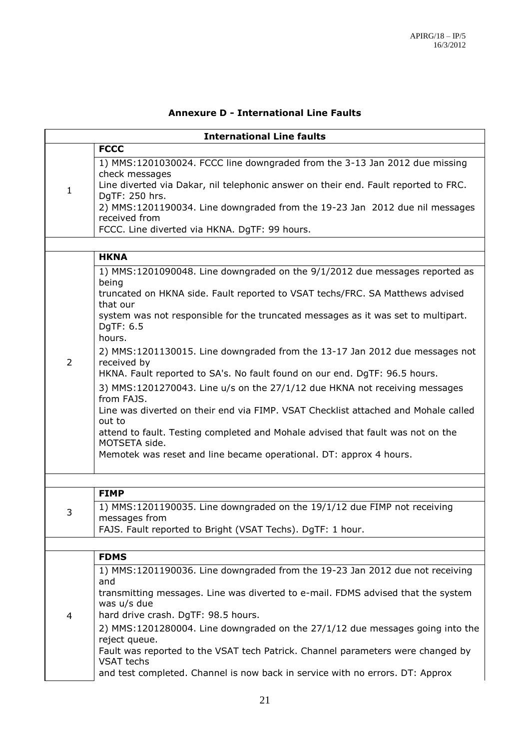**Annexure D - International Line Faults**

| International Line faults | |
|---|---|
| | **FCCC** |
| 1 | 1) MMS:1201030024. FCCC line downgraded from the 3-13 Jan 2012 due missing check messages Line diverted via Dakar, nil telephonic answer on their end. Fault reported to FRC. DgTF: 250 hrs. 2) MMS:1201190034. Line downgraded from the 19-23 Jan 2012 due nil messages received from FCCC. Line diverted via HKNA. DgTF: 99 hours. |
| | |
| | **HKNA** |
| 2 | 1) MMS:1201090048. Line downgraded on the 9/1/2012 due messages reported as being truncated on HKNA side. Fault reported to VSAT techs/FRC. SA Matthews advised that our system was not responsible for the truncated messages as it was set to multipart. DgTF: 6.5 hours. 2) MMS:1201130015. Line downgraded from the 13-17 Jan 2012 due messages not received by HKNA. Fault reported to SA's. No fault found on our end. DgTF: 96.5 hours. 3) MMS:1201270043. Line u/s on the 27/1/12 due HKNA not receiving messages from FAJS. Line was diverted on their end via FIMP. VSAT Checklist attached and Mohale called out to attend to fault. Testing completed and Mohale advised that fault was not on the MOTSETA side. Memotek was reset and line became operational. DT: approx 4 hours. |
| | |
| | **FIMP** |
| 3 | 1) MMS:1201190035. Line downgraded on the 19/1/12 due FIMP not receiving messages from FAJS. Fault reported to Bright (VSAT Techs). DgTF: 1 hour. |
| | |
| | **FDMS** |
| 4 | 1) MMS:1201190036. Line downgraded from the 19-23 Jan 2012 due not receiving and transmitting messages. Line was diverted to e-mail. FDMS advised that the system was u/s due hard drive crash. DgTF: 98.5 hours. 2) MMS:1201280004. Line downgraded on the 27/1/12 due messages going into the reject queue. Fault was reported to the VSAT tech Patrick. Channel parameters were changed by VSAT techs and test completed. Channel is now back in service with no errors. DT: Approx |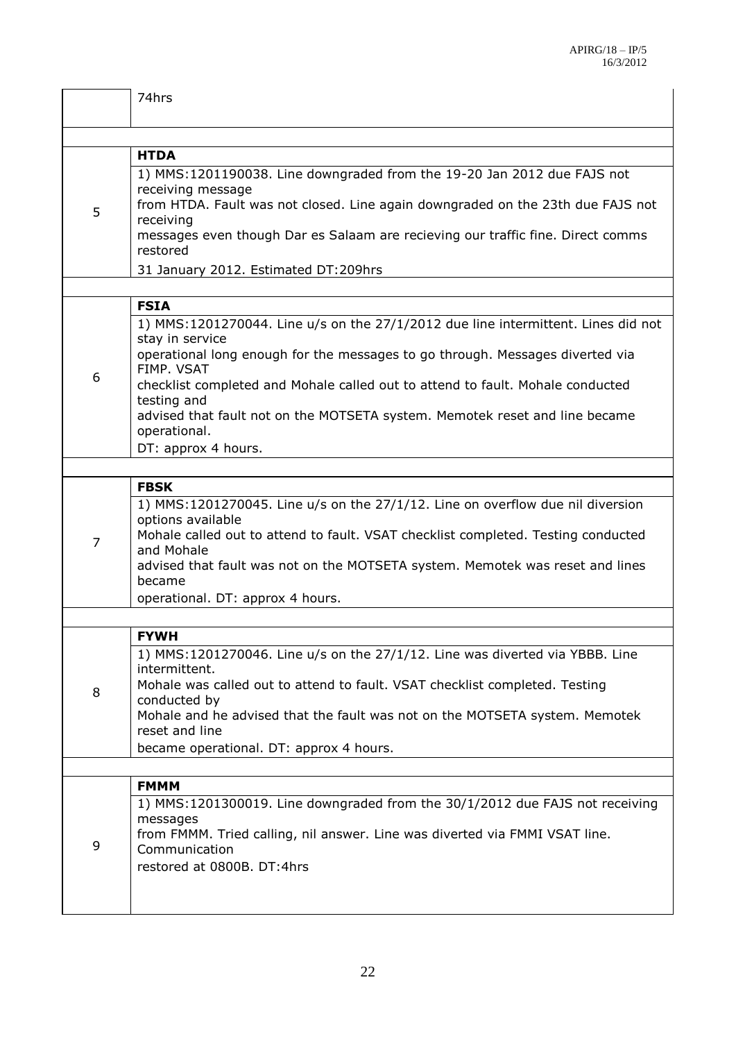| | |
|---|---|
| | 74hrs |
| | |
| 5 | **HTDA**<br>1) MMS:1201190038. Line downgraded from the 19-20 Jan 2012 due FAJS not receiving message from HTDA. Fault was not closed. Line again downgraded on the 23th due FAJS not receiving messages even though Dar es Salaam are recieving our traffic fine. Direct comms restored 31 January 2012. Estimated DT:209hrs |
| | |
| 6 | **FSIA**<br>1) MMS:1201270044. Line u/s on the 27/1/2012 due line intermittent. Lines did not stay in service operational long enough for the messages to go through. Messages diverted via FIMP. VSAT checklist completed and Mohale called out to attend to fault. Mohale conducted testing and advised that fault not on the MOTSETA system. Memotek reset and line became operational.<br>DT: approx 4 hours. |
| | |
| 7 | **FBSK**<br>1) MMS:1201270045. Line u/s on the 27/1/12. Line on overflow due nil diversion options available Mohale called out to attend to fault. VSAT checklist completed. Testing conducted and Mohale advised that fault was not on the MOTSETA system. Memotek was reset and lines became operational. DT: approx 4 hours. |
| | |
| 8 | **FYWH**<br>1) MMS:1201270046. Line u/s on the 27/1/12. Line was diverted via YBBB. Line intermittent. Mohale was called out to attend to fault. VSAT checklist completed. Testing conducted by Mohale and he advised that the fault was not on the MOTSETA system. Memotek reset and line became operational. DT: approx 4 hours. |
| | |
| 9 | **FMMM**<br>1) MMS:1201300019. Line downgraded from the 30/1/2012 due FAJS not receiving messages from FMMM. Tried calling, nil answer. Line was diverted via FMMI VSAT line. Communication restored at 0800B. DT:4hrs |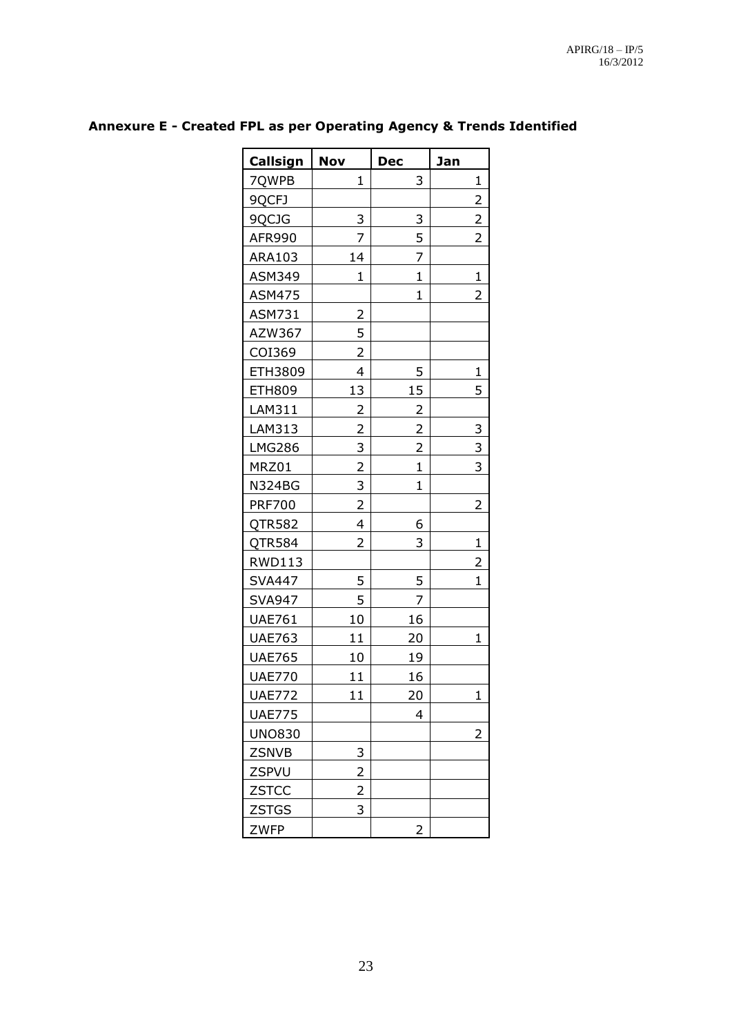**Annexure E - Created FPL as per Operating Agency & Trends Identified**

| Callsign | Nov | Dec | Jan |
|---|---|---|---|
| 7QWPB | 1 | 3 | 1 |
| 9QCFJ | | | 2 |
| 9QCJG | 3 | 3 | 2 |
| AFR990 | 7 | 5 | 2 |
| ARA103 | 14 | 7 | |
| ASM349 | 1 | 1 | 1 |
| ASM475 | | 1 | 2 |
| ASM731 | 2 | | |
| AZW367 | 5 | | |
| COI369 | 2 | | |
| ETH3809 | 4 | 5 | 1 |
| ETH809 | 13 | 15 | 5 |
| LAM311 | 2 | 2 | |
| LAM313 | 2 | 2 | 3 |
| LMG286 | 3 | 2 | 3 |
| MRZ01 | 2 | 1 | 3 |
| N324BG | 3 | 1 | |
| PRF700 | 2 | | 2 |
| QTR582 | 4 | 6 | |
| QTR584 | 2 | 3 | 1 |
| RWD113 | | | 2 |
| SVA447 | 5 | 5 | 1 |
| SVA947 | 5 | 7 | |
| UAE761 | 10 | 16 | |
| UAE763 | 11 | 20 | 1 |
| UAE765 | 10 | 19 | |
| UAE770 | 11 | 16 | |
| UAE772 | 11 | 20 | 1 |
| UAE775 | | 4 | |
| UNO830 | | | 2 |
| ZSNVB | 3 | | |
| ZSPVU | 2 | | |
| ZSTCC | 2 | | |
| ZSTGS | 3 | | |
| ZWFP | | 2 | |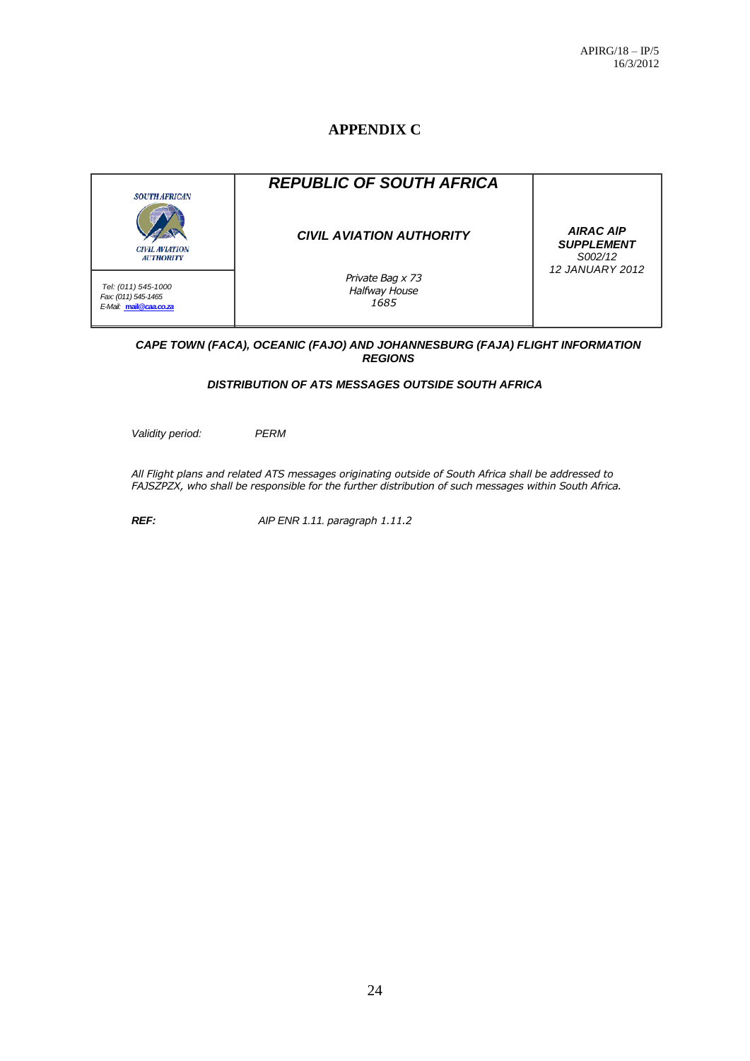APIRG/18 – IP/5
16/3/2012

# APPENDIX C

| | | |
|---|---|---|
| SOUTH AFRICAN CIVIL AVIATION AUTHORITY | ***REPUBLIC OF SOUTH AFRICA*** <br><br> ***CIVIL AVIATION AUTHORITY*** | ***AIRAC AIP SUPPLEMENT*** <br> *S002/12* <br> *12 JANUARY 2012* |
| *Tel: (011) 545-1000* <br> *Fax: (011) 545-1465* <br> *E-Mail: mail@caa.co.za* | *Private Bag x 73* <br> *Halfway House* <br> *1685* | |

***CAPE TOWN (FACA), OCEANIC (FAJO) AND JOHANNESBURG (FAJA) FLIGHT INFORMATION REGIONS***

***DISTRIBUTION OF ATS MESSAGES OUTSIDE SOUTH AFRICA***

*Validity period:* *PERM*

*All Flight plans and related ATS messages originating outside of South Africa shall be addressed to FAJSZPZX, who shall be responsible for the further distribution of such messages within South Africa.*

***REF:*** *AIP ENR 1.11. paragraph 1.11.2*